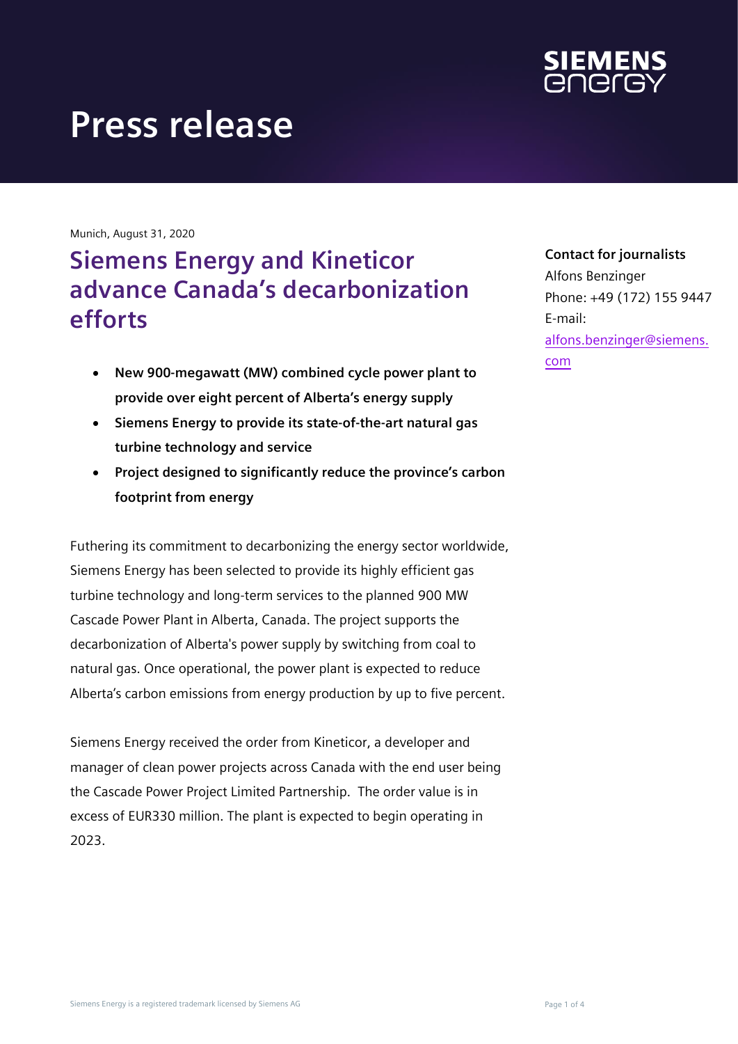# Press release

Munich, August 31, 2020

## Siemens Energy and Kineticor advance Canada's decarbonization efforts

**Contact for journalists**
Alfons Benzinger
Phone: +49 (172) 155 9447
E-mail: alfons.benzinger@siemens.com

- **New 900-megawatt (MW) combined cycle power plant to provide over eight percent of Alberta's energy supply**
- **Siemens Energy to provide its state-of-the-art natural gas turbine technology and service**
- **Project designed to significantly reduce the province's carbon footprint from energy**

Futhering its commitment to decarbonizing the energy sector worldwide, Siemens Energy has been selected to provide its highly efficient gas turbine technology and long-term services to the planned 900 MW Cascade Power Plant in Alberta, Canada. The project supports the decarbonization of Alberta's power supply by switching from coal to natural gas. Once operational, the power plant is expected to reduce Alberta's carbon emissions from energy production by up to five percent.

Siemens Energy received the order from Kineticor, a developer and manager of clean power projects across Canada with the end user being the Cascade Power Project Limited Partnership. The order value is in excess of EUR330 million. The plant is expected to begin operating in 2023.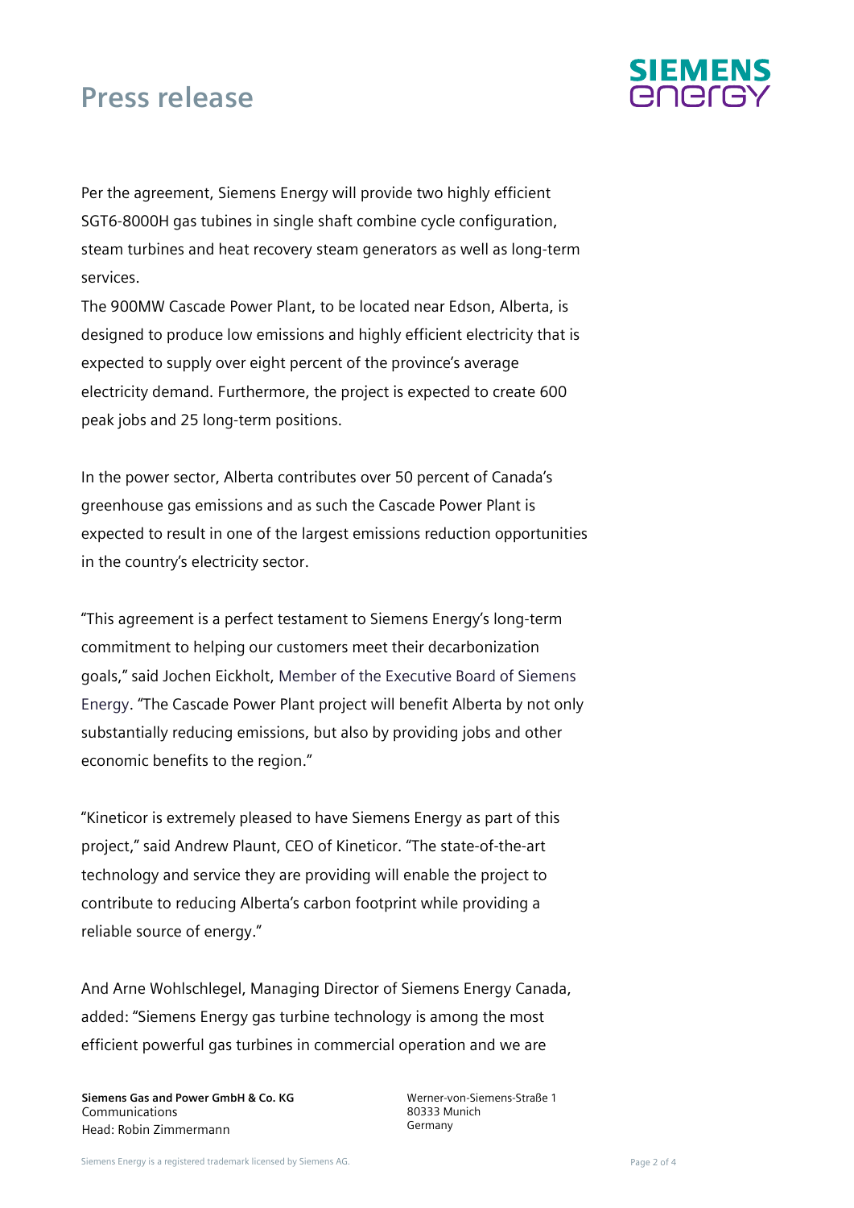Per the agreement, Siemens Energy will provide two highly efficient SGT6-8000H gas tubines in single shaft combine cycle configuration, steam turbines and heat recovery steam generators as well as long-term services.

The 900MW Cascade Power Plant, to be located near Edson, Alberta, is designed to produce low emissions and highly efficient electricity that is expected to supply over eight percent of the province's average electricity demand. Furthermore, the project is expected to create 600 peak jobs and 25 long-term positions.

In the power sector, Alberta contributes over 50 percent of Canada's greenhouse gas emissions and as such the Cascade Power Plant is expected to result in one of the largest emissions reduction opportunities in the country's electricity sector.

"This agreement is a perfect testament to Siemens Energy's long-term commitment to helping our customers meet their decarbonization goals," said Jochen Eickholt, Member of the Executive Board of Siemens Energy. "The Cascade Power Plant project will benefit Alberta by not only substantially reducing emissions, but also by providing jobs and other economic benefits to the region."

"Kineticor is extremely pleased to have Siemens Energy as part of this project," said Andrew Plaunt, CEO of Kineticor. "The state-of-the-art technology and service they are providing will enable the project to contribute to reducing Alberta's carbon footprint while providing a reliable source of energy."

And Arne Wohlschlegel, Managing Director of Siemens Energy Canada, added: "Siemens Energy gas turbine technology is among the most efficient powerful gas turbines in commercial operation and we are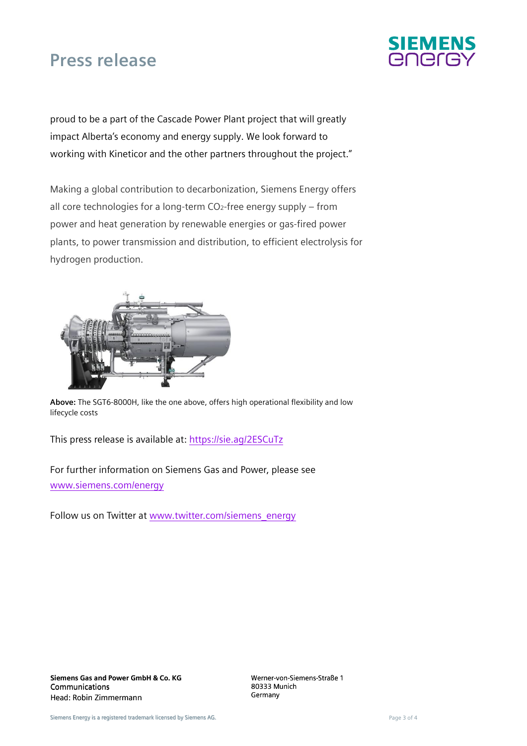proud to be a part of the Cascade Power Plant project that will greatly impact Alberta's economy and energy supply. We look forward to working with Kineticor and the other partners throughout the project."

Making a global contribution to decarbonization, Siemens Energy offers all core technologies for a long-term $CO_2$-free energy supply – from power and heat generation by renewable energies or gas-fired power plants, to power transmission and distribution, to efficient electrolysis for hydrogen production.

**Above:** The SGT6-8000H, like the one above, offers high operational flexibility and low lifecycle costs

This press release is available at: [https://sie.ag/2ESCuTz](https://sie.ag/2ESCuTz)

For further information on Siemens Gas and Power, please see [www.siemens.com/energy](www.siemens.com/energy)

Follow us on Twitter at [www.twitter.com/siemens_energy](www.twitter.com/siemens_energy)

**Siemens Gas and Power GmbH & Co. KG**
Communications
Head: Robin Zimmermann

Werner-von-Siemens-Straße 1
80333 Munich
Germany

Siemens Energy is a registered trademark licensed by Siemens AG.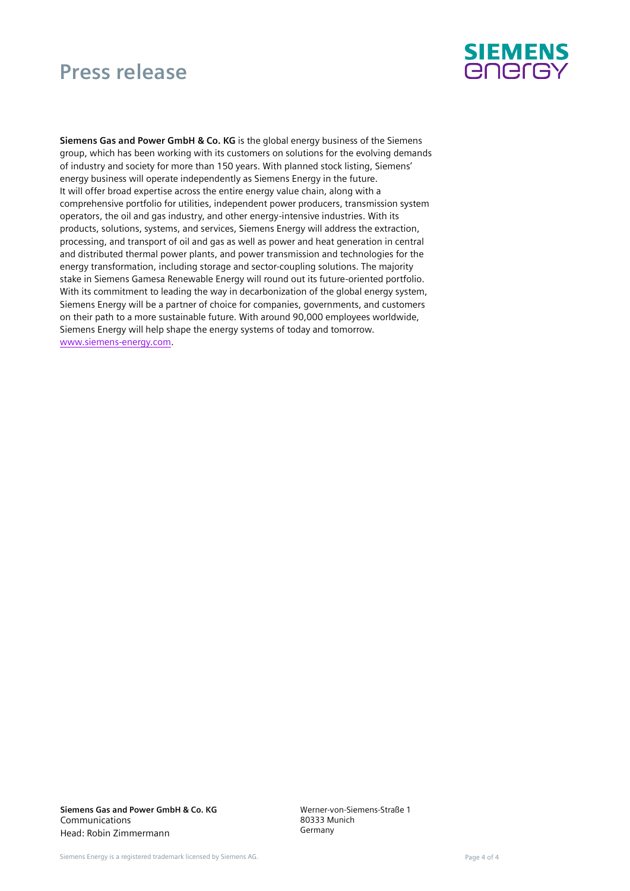**Siemens Gas and Power GmbH & Co. KG** is the global energy business of the Siemens group, which has been working with its customers on solutions for the evolving demands of industry and society for more than 150 years. With planned stock listing, Siemens' energy business will operate independently as Siemens Energy in the future. It will offer broad expertise across the entire energy value chain, along with a comprehensive portfolio for utilities, independent power producers, transmission system operators, the oil and gas industry, and other energy-intensive industries. With its products, solutions, systems, and services, Siemens Energy will address the extraction, processing, and transport of oil and gas as well as power and heat generation in central and distributed thermal power plants, and power transmission and technologies for the energy transformation, including storage and sector-coupling solutions. The majority stake in Siemens Gamesa Renewable Energy will round out its future-oriented portfolio. With its commitment to leading the way in decarbonization of the global energy system, Siemens Energy will be a partner of choice for companies, governments, and customers on their path to a more sustainable future. With around 90,000 employees worldwide, Siemens Energy will help shape the energy systems of today and tomorrow. www.siemens-energy.com.

**Siemens Gas and Power GmbH & Co. KG**
Communications
Head: Robin Zimmermann

Werner-von-Siemens-Straße 1
80333 Munich
Germany

Siemens Energy is a registered trademark licensed by Siemens AG.